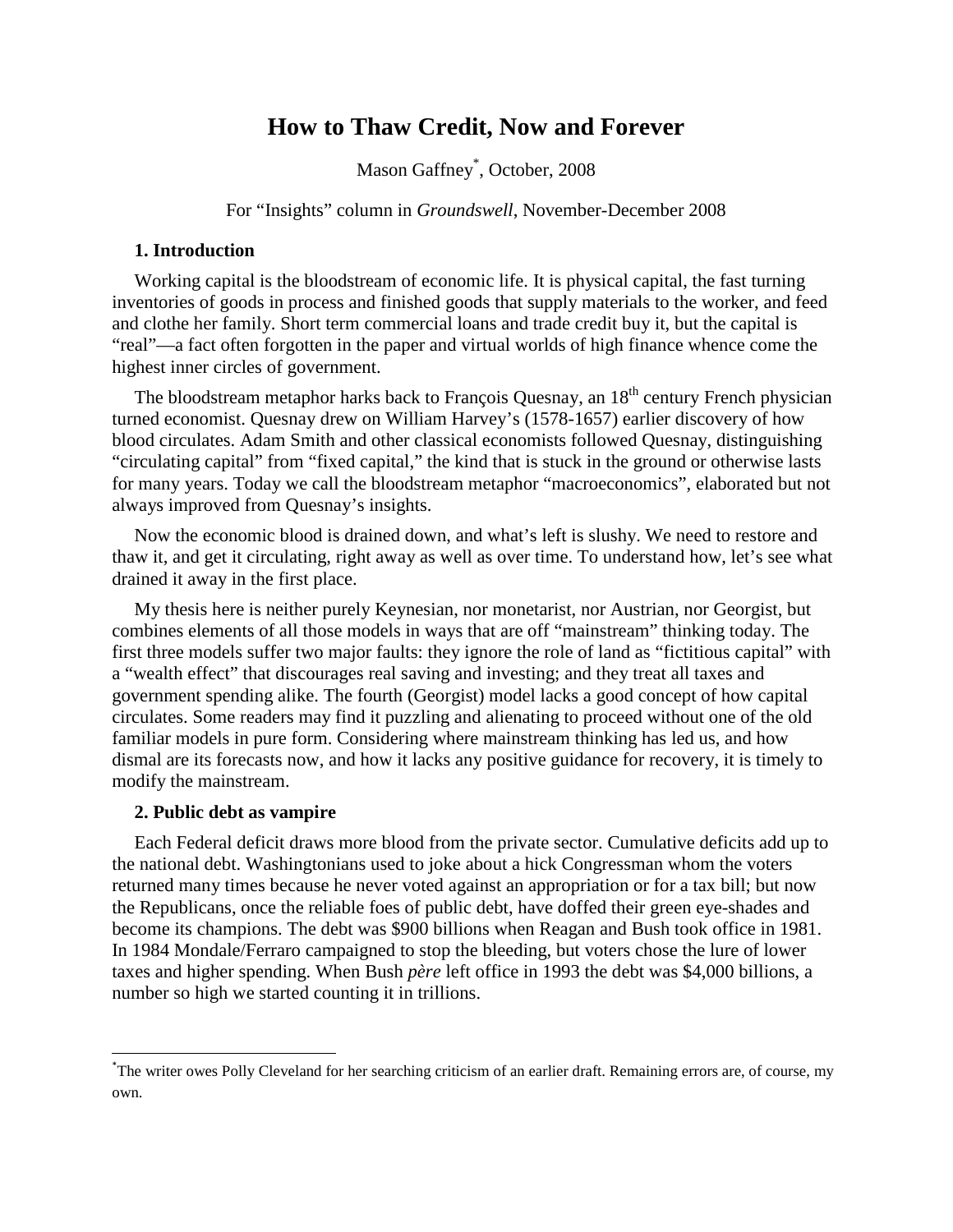# How to Thaw Credit, Now and Forever

Mason Gaffney[*], October, 2008

For "Insights" column in *Groundswell*, November-December 2008

## 1. Introduction

Working capital is the bloodstream of economic life. It is physical capital, the fast turning inventories of goods in process and finished goods that supply materials to the worker, and feed and clothe her family. Short term commercial loans and trade credit buy it, but the capital is "real"—a fact often forgotten in the paper and virtual worlds of high finance whence come the highest inner circles of government.

The bloodstream metaphor harks back to François Quesnay, an 18th century French physician turned economist. Quesnay drew on William Harvey's (1578-1657) earlier discovery of how blood circulates. Adam Smith and other classical economists followed Quesnay, distinguishing "circulating capital" from "fixed capital," the kind that is stuck in the ground or otherwise lasts for many years. Today we call the bloodstream metaphor "macroeconomics", elaborated but not always improved from Quesnay's insights.

Now the economic blood is drained down, and what's left is slushy. We need to restore and thaw it, and get it circulating, right away as well as over time. To understand how, let's see what drained it away in the first place.

My thesis here is neither purely Keynesian, nor monetarist, nor Austrian, nor Georgist, but combines elements of all those models in ways that are off "mainstream" thinking today. The first three models suffer two major faults: they ignore the role of land as "fictitious capital" with a "wealth effect" that discourages real saving and investing; and they treat all taxes and government spending alike. The fourth (Georgist) model lacks a good concept of how capital circulates. Some readers may find it puzzling and alienating to proceed without one of the old familiar models in pure form. Considering where mainstream thinking has led us, and how dismal are its forecasts now, and how it lacks any positive guidance for recovery, it is timely to modify the mainstream.

## 2. Public debt as vampire

Each Federal deficit draws more blood from the private sector. Cumulative deficits add up to the national debt. Washingtonians used to joke about a hick Congressman whom the voters returned many times because he never voted against an appropriation or for a tax bill; but now the Republicans, once the reliable foes of public debt, have doffed their green eye-shades and become its champions. The debt was $900 billions when Reagan and Bush took office in 1981. In 1984 Mondale/Ferraro campaigned to stop the bleeding, but voters chose the lure of lower taxes and higher spending. When Bush *père* left office in 1993 the debt was $4,000 billions, a number so high we started counting it in trillions.

---

[*] The writer owes Polly Cleveland for her searching criticism of an earlier draft. Remaining errors are, of course, my own.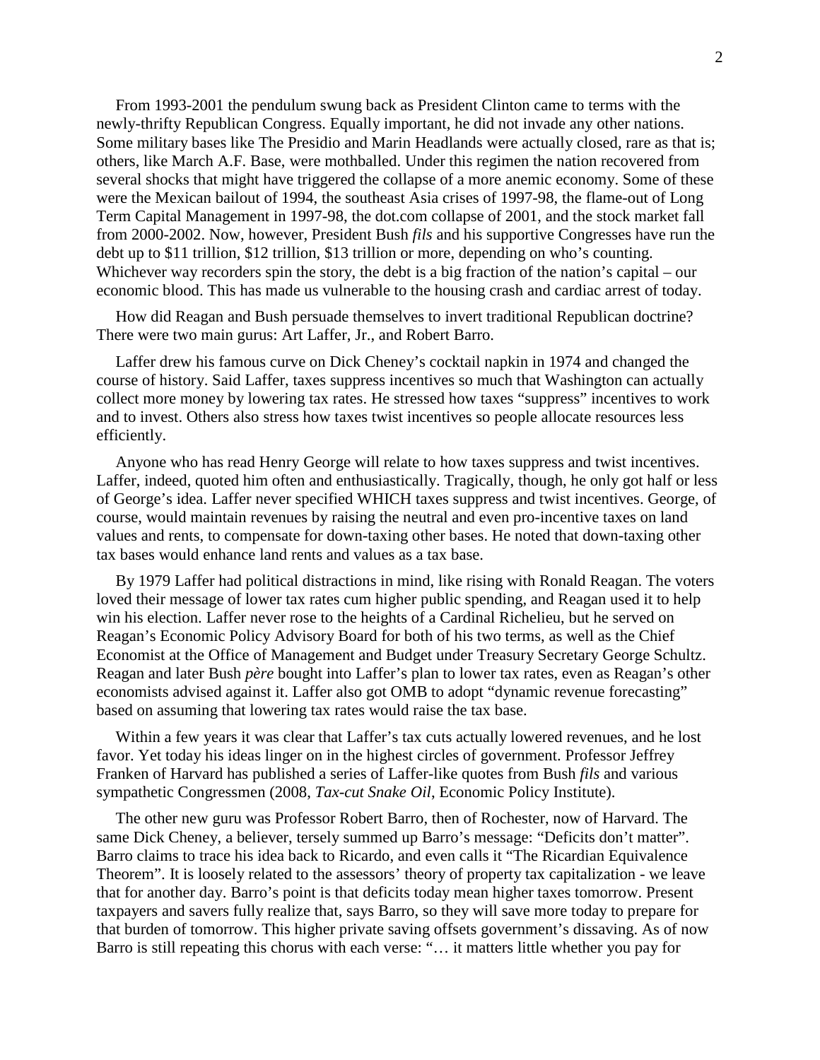From 1993-2001 the pendulum swung back as President Clinton came to terms with the newly-thrifty Republican Congress. Equally important, he did not invade any other nations. Some military bases like The Presidio and Marin Headlands were actually closed, rare as that is; others, like March A.F. Base, were mothballed. Under this regimen the nation recovered from several shocks that might have triggered the collapse of a more anemic economy. Some of these were the Mexican bailout of 1994, the southeast Asia crises of 1997-98, the flame-out of Long Term Capital Management in 1997-98, the dot.com collapse of 2001, and the stock market fall from 2000-2002. Now, however, President Bush *fils* and his supportive Congresses have run the debt up to \$11 trillion, \$12 trillion, \$13 trillion or more, depending on who's counting. Whichever way recorders spin the story, the debt is a big fraction of the nation's capital – our economic blood. This has made us vulnerable to the housing crash and cardiac arrest of today.

How did Reagan and Bush persuade themselves to invert traditional Republican doctrine? There were two main gurus: Art Laffer, Jr., and Robert Barro.

Laffer drew his famous curve on Dick Cheney's cocktail napkin in 1974 and changed the course of history. Said Laffer, taxes suppress incentives so much that Washington can actually collect more money by lowering tax rates. He stressed how taxes "suppress" incentives to work and to invest. Others also stress how taxes twist incentives so people allocate resources less efficiently.

Anyone who has read Henry George will relate to how taxes suppress and twist incentives. Laffer, indeed, quoted him often and enthusiastically. Tragically, though, he only got half or less of George's idea. Laffer never specified WHICH taxes suppress and twist incentives. George, of course, would maintain revenues by raising the neutral and even pro-incentive taxes on land values and rents, to compensate for down-taxing other bases. He noted that down-taxing other tax bases would enhance land rents and values as a tax base.

By 1979 Laffer had political distractions in mind, like rising with Ronald Reagan. The voters loved their message of lower tax rates cum higher public spending, and Reagan used it to help win his election. Laffer never rose to the heights of a Cardinal Richelieu, but he served on Reagan's Economic Policy Advisory Board for both of his two terms, as well as the Chief Economist at the Office of Management and Budget under Treasury Secretary George Schultz. Reagan and later Bush *père* bought into Laffer's plan to lower tax rates, even as Reagan's other economists advised against it. Laffer also got OMB to adopt "dynamic revenue forecasting" based on assuming that lowering tax rates would raise the tax base.

Within a few years it was clear that Laffer's tax cuts actually lowered revenues, and he lost favor. Yet today his ideas linger on in the highest circles of government. Professor Jeffrey Franken of Harvard has published a series of Laffer-like quotes from Bush *fils* and various sympathetic Congressmen (2008, *Tax-cut Snake Oil*, Economic Policy Institute).

The other new guru was Professor Robert Barro, then of Rochester, now of Harvard. The same Dick Cheney, a believer, tersely summed up Barro's message: "Deficits don't matter". Barro claims to trace his idea back to Ricardo, and even calls it "The Ricardian Equivalence Theorem". It is loosely related to the assessors' theory of property tax capitalization - we leave that for another day. Barro's point is that deficits today mean higher taxes tomorrow. Present taxpayers and savers fully realize that, says Barro, so they will save more today to prepare for that burden of tomorrow. This higher private saving offsets government's dissaving. As of now Barro is still repeating this chorus with each verse: "… it matters little whether you pay for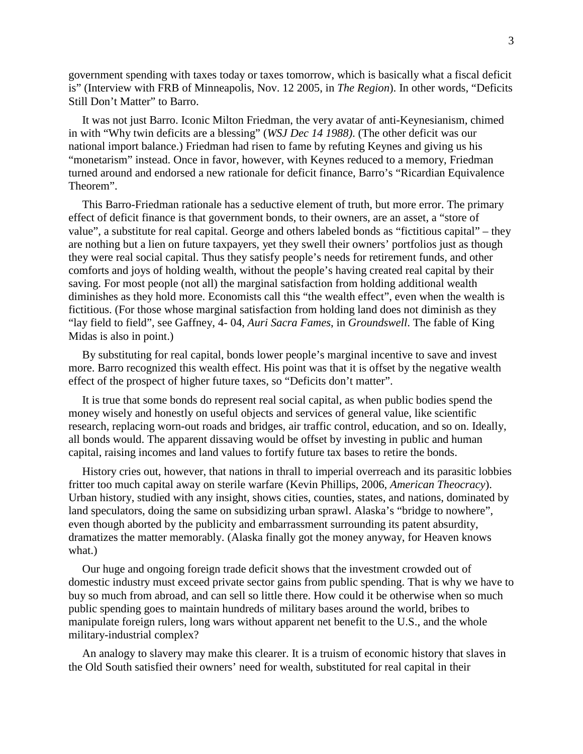government spending with taxes today or taxes tomorrow, which is basically what a fiscal deficit is" (Interview with FRB of Minneapolis, Nov. 12 2005, in *The Region*). In other words, "Deficits Still Don't Matter" to Barro.

It was not just Barro. Iconic Milton Friedman, the very avatar of anti-Keynesianism, chimed in with "Why twin deficits are a blessing" (*WSJ Dec 14 1988)*. (The other deficit was our national import balance.) Friedman had risen to fame by refuting Keynes and giving us his "monetarism" instead. Once in favor, however, with Keynes reduced to a memory, Friedman turned around and endorsed a new rationale for deficit finance, Barro's "Ricardian Equivalence Theorem".

This Barro-Friedman rationale has a seductive element of truth, but more error. The primary effect of deficit finance is that government bonds, to their owners, are an asset, a "store of value", a substitute for real capital. George and others labeled bonds as "fictitious capital" – they are nothing but a lien on future taxpayers, yet they swell their owners' portfolios just as though they were real social capital. Thus they satisfy people's needs for retirement funds, and other comforts and joys of holding wealth, without the people's having created real capital by their saving. For most people (not all) the marginal satisfaction from holding additional wealth diminishes as they hold more. Economists call this "the wealth effect", even when the wealth is fictitious. (For those whose marginal satisfaction from holding land does not diminish as they "lay field to field", see Gaffney, 4- 04, *Auri Sacra Fames*, in *Groundswell*. The fable of King Midas is also in point.)

By substituting for real capital, bonds lower people's marginal incentive to save and invest more. Barro recognized this wealth effect. His point was that it is offset by the negative wealth effect of the prospect of higher future taxes, so "Deficits don't matter".

It is true that some bonds do represent real social capital, as when public bodies spend the money wisely and honestly on useful objects and services of general value, like scientific research, replacing worn-out roads and bridges, air traffic control, education, and so on. Ideally, all bonds would. The apparent dissaving would be offset by investing in public and human capital, raising incomes and land values to fortify future tax bases to retire the bonds.

History cries out, however, that nations in thrall to imperial overreach and its parasitic lobbies fritter too much capital away on sterile warfare (Kevin Phillips, 2006, *American Theocracy*). Urban history, studied with any insight, shows cities, counties, states, and nations, dominated by land speculators, doing the same on subsidizing urban sprawl. Alaska's "bridge to nowhere", even though aborted by the publicity and embarrassment surrounding its patent absurdity, dramatizes the matter memorably. (Alaska finally got the money anyway, for Heaven knows what.)

Our huge and ongoing foreign trade deficit shows that the investment crowded out of domestic industry must exceed private sector gains from public spending. That is why we have to buy so much from abroad, and can sell so little there. How could it be otherwise when so much public spending goes to maintain hundreds of military bases around the world, bribes to manipulate foreign rulers, long wars without apparent net benefit to the U.S., and the whole military-industrial complex?

An analogy to slavery may make this clearer. It is a truism of economic history that slaves in the Old South satisfied their owners' need for wealth, substituted for real capital in their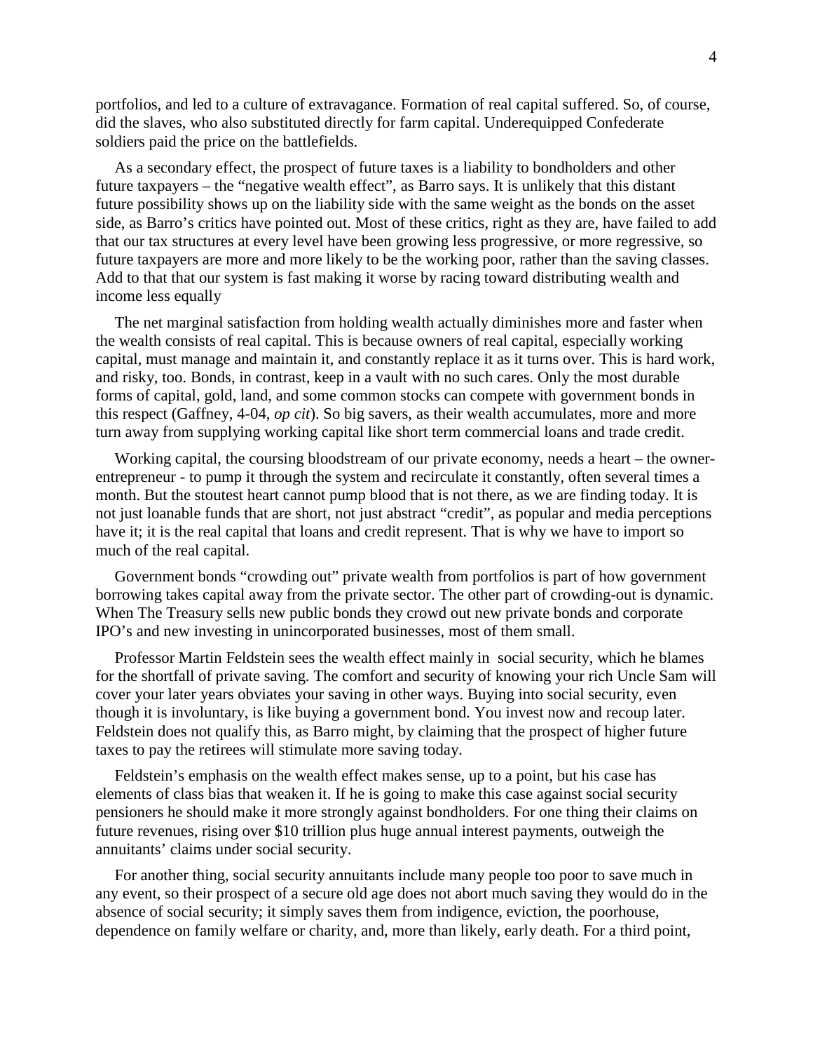portfolios, and led to a culture of extravagance. Formation of real capital suffered. So, of course, did the slaves, who also substituted directly for farm capital. Underequipped Confederate soldiers paid the price on the battlefields.

As a secondary effect, the prospect of future taxes is a liability to bondholders and other future taxpayers – the "negative wealth effect", as Barro says. It is unlikely that this distant future possibility shows up on the liability side with the same weight as the bonds on the asset side, as Barro's critics have pointed out. Most of these critics, right as they are, have failed to add that our tax structures at every level have been growing less progressive, or more regressive, so future taxpayers are more and more likely to be the working poor, rather than the saving classes. Add to that that our system is fast making it worse by racing toward distributing wealth and income less equally

The net marginal satisfaction from holding wealth actually diminishes more and faster when the wealth consists of real capital. This is because owners of real capital, especially working capital, must manage and maintain it, and constantly replace it as it turns over. This is hard work, and risky, too. Bonds, in contrast, keep in a vault with no such cares. Only the most durable forms of capital, gold, land, and some common stocks can compete with government bonds in this respect (Gaffney, 4-04, *op cit*). So big savers, as their wealth accumulates, more and more turn away from supplying working capital like short term commercial loans and trade credit.

Working capital, the coursing bloodstream of our private economy, needs a heart – the owner-entrepreneur - to pump it through the system and recirculate it constantly, often several times a month. But the stoutest heart cannot pump blood that is not there, as we are finding today. It is not just loanable funds that are short, not just abstract "credit", as popular and media perceptions have it; it is the real capital that loans and credit represent. That is why we have to import so much of the real capital.

Government bonds "crowding out" private wealth from portfolios is part of how government borrowing takes capital away from the private sector. The other part of crowding-out is dynamic. When The Treasury sells new public bonds they crowd out new private bonds and corporate IPO's and new investing in unincorporated businesses, most of them small.

Professor Martin Feldstein sees the wealth effect mainly in social security, which he blames for the shortfall of private saving. The comfort and security of knowing your rich Uncle Sam will cover your later years obviates your saving in other ways. Buying into social security, even though it is involuntary, is like buying a government bond. You invest now and recoup later. Feldstein does not qualify this, as Barro might, by claiming that the prospect of higher future taxes to pay the retirees will stimulate more saving today.

Feldstein's emphasis on the wealth effect makes sense, up to a point, but his case has elements of class bias that weaken it. If he is going to make this case against social security pensioners he should make it more strongly against bondholders. For one thing their claims on future revenues, rising over $10 trillion plus huge annual interest payments, outweigh the annuitants' claims under social security.

For another thing, social security annuitants include many people too poor to save much in any event, so their prospect of a secure old age does not abort much saving they would do in the absence of social security; it simply saves them from indigence, eviction, the poorhouse, dependence on family welfare or charity, and, more than likely, early death. For a third point,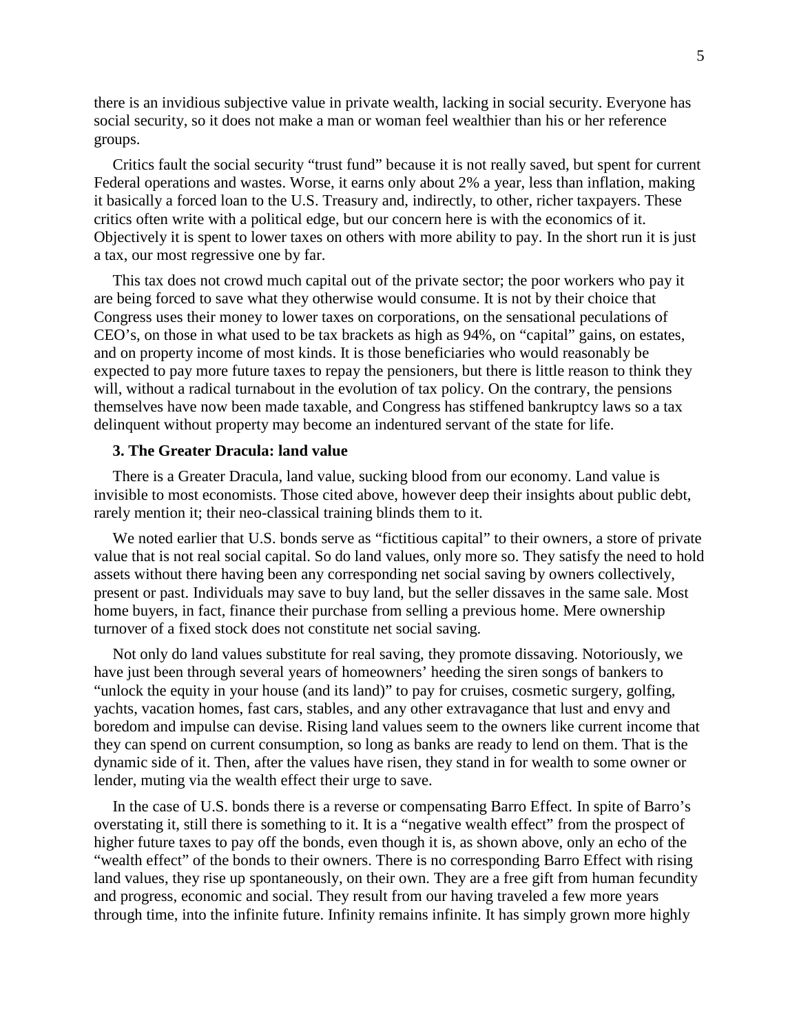there is an invidious subjective value in private wealth, lacking in social security. Everyone has social security, so it does not make a man or woman feel wealthier than his or her reference groups.

Critics fault the social security "trust fund" because it is not really saved, but spent for current Federal operations and wastes. Worse, it earns only about 2% a year, less than inflation, making it basically a forced loan to the U.S. Treasury and, indirectly, to other, richer taxpayers. These critics often write with a political edge, but our concern here is with the economics of it. Objectively it is spent to lower taxes on others with more ability to pay. In the short run it is just a tax, our most regressive one by far.

This tax does not crowd much capital out of the private sector; the poor workers who pay it are being forced to save what they otherwise would consume. It is not by their choice that Congress uses their money to lower taxes on corporations, on the sensational peculations of CEO's, on those in what used to be tax brackets as high as 94%, on "capital" gains, on estates, and on property income of most kinds. It is those beneficiaries who would reasonably be expected to pay more future taxes to repay the pensioners, but there is little reason to think they will, without a radical turnabout in the evolution of tax policy. On the contrary, the pensions themselves have now been made taxable, and Congress has stiffened bankruptcy laws so a tax delinquent without property may become an indentured servant of the state for life.

### 3. The Greater Dracula: land value

There is a Greater Dracula, land value, sucking blood from our economy. Land value is invisible to most economists. Those cited above, however deep their insights about public debt, rarely mention it; their neo-classical training blinds them to it.

We noted earlier that U.S. bonds serve as "fictitious capital" to their owners, a store of private value that is not real social capital. So do land values, only more so. They satisfy the need to hold assets without there having been any corresponding net social saving by owners collectively, present or past. Individuals may save to buy land, but the seller dissaves in the same sale. Most home buyers, in fact, finance their purchase from selling a previous home. Mere ownership turnover of a fixed stock does not constitute net social saving.

Not only do land values substitute for real saving, they promote dissaving. Notoriously, we have just been through several years of homeowners' heeding the siren songs of bankers to "unlock the equity in your house (and its land)" to pay for cruises, cosmetic surgery, golfing, yachts, vacation homes, fast cars, stables, and any other extravagance that lust and envy and boredom and impulse can devise. Rising land values seem to the owners like current income that they can spend on current consumption, so long as banks are ready to lend on them. That is the dynamic side of it. Then, after the values have risen, they stand in for wealth to some owner or lender, muting via the wealth effect their urge to save.

In the case of U.S. bonds there is a reverse or compensating Barro Effect. In spite of Barro's overstating it, still there is something to it. It is a "negative wealth effect" from the prospect of higher future taxes to pay off the bonds, even though it is, as shown above, only an echo of the "wealth effect" of the bonds to their owners. There is no corresponding Barro Effect with rising land values, they rise up spontaneously, on their own. They are a free gift from human fecundity and progress, economic and social. They result from our having traveled a few more years through time, into the infinite future. Infinity remains infinite. It has simply grown more highly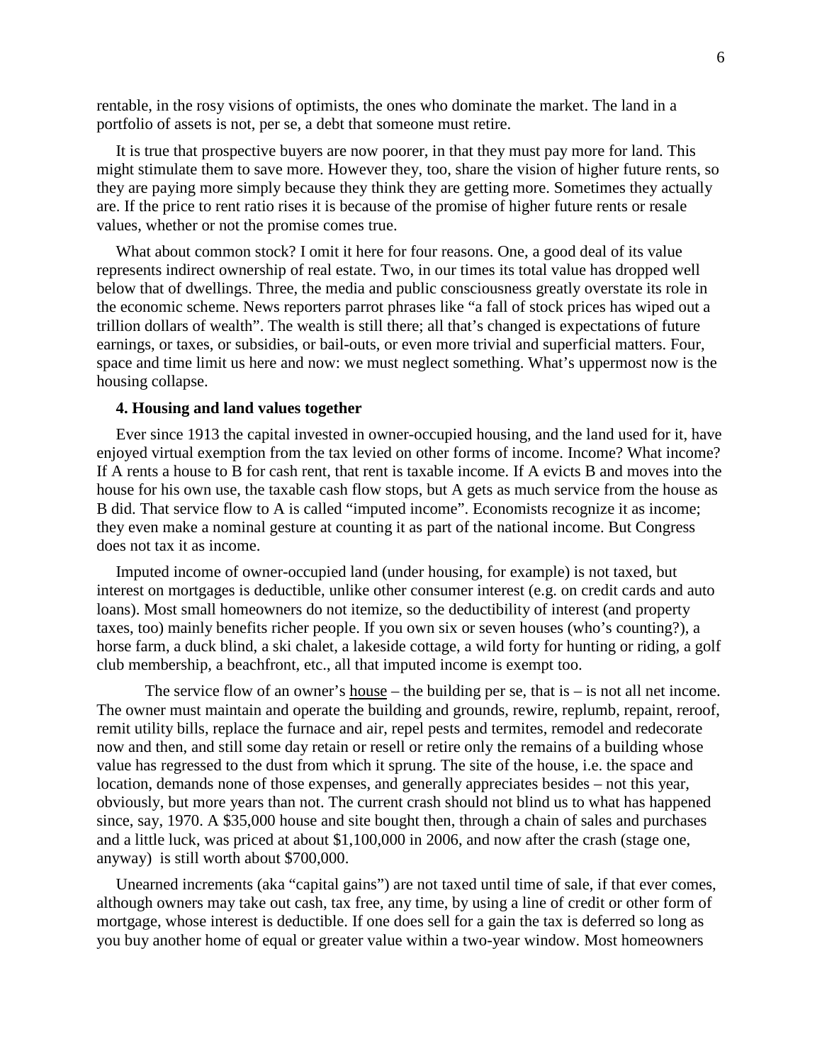rentable, in the rosy visions of optimists, the ones who dominate the market. The land in a portfolio of assets is not, per se, a debt that someone must retire.

It is true that prospective buyers are now poorer, in that they must pay more for land. This might stimulate them to save more. However they, too, share the vision of higher future rents, so they are paying more simply because they think they are getting more. Sometimes they actually are. If the price to rent ratio rises it is because of the promise of higher future rents or resale values, whether or not the promise comes true.

What about common stock? I omit it here for four reasons. One, a good deal of its value represents indirect ownership of real estate. Two, in our times its total value has dropped well below that of dwellings. Three, the media and public consciousness greatly overstate its role in the economic scheme. News reporters parrot phrases like "a fall of stock prices has wiped out a trillion dollars of wealth". The wealth is still there; all that's changed is expectations of future earnings, or taxes, or subsidies, or bail-outs, or even more trivial and superficial matters. Four, space and time limit us here and now: we must neglect something. What's uppermost now is the housing collapse.

### 4. Housing and land values together

Ever since 1913 the capital invested in owner-occupied housing, and the land used for it, have enjoyed virtual exemption from the tax levied on other forms of income. Income? What income? If A rents a house to B for cash rent, that rent is taxable income. If A evicts B and moves into the house for his own use, the taxable cash flow stops, but A gets as much service from the house as B did. That service flow to A is called "imputed income". Economists recognize it as income; they even make a nominal gesture at counting it as part of the national income. But Congress does not tax it as income.

Imputed income of owner-occupied land (under housing, for example) is not taxed, but interest on mortgages is deductible, unlike other consumer interest (e.g. on credit cards and auto loans). Most small homeowners do not itemize, so the deductibility of interest (and property taxes, too) mainly benefits richer people. If you own six or seven houses (who's counting?), a horse farm, a duck blind, a ski chalet, a lakeside cottage, a wild forty for hunting or riding, a golf club membership, a beachfront, etc., all that imputed income is exempt too.

The service flow of an owner's <u>house</u> – the building per se, that is – is not all net income. The owner must maintain and operate the building and grounds, rewire, replumb, repaint, reroof, remit utility bills, replace the furnace and air, repel pests and termites, remodel and redecorate now and then, and still some day retain or resell or retire only the remains of a building whose value has regressed to the dust from which it sprung. The site of the house, i.e. the space and location, demands none of those expenses, and generally appreciates besides – not this year, obviously, but more years than not. The current crash should not blind us to what has happened since, say, 1970. A $35,000 house and site bought then, through a chain of sales and purchases and a little luck, was priced at about $1,100,000 in 2006, and now after the crash (stage one, anyway) is still worth about $700,000.

Unearned increments (aka "capital gains") are not taxed until time of sale, if that ever comes, although owners may take out cash, tax free, any time, by using a line of credit or other form of mortgage, whose interest is deductible. If one does sell for a gain the tax is deferred so long as you buy another home of equal or greater value within a two-year window. Most homeowners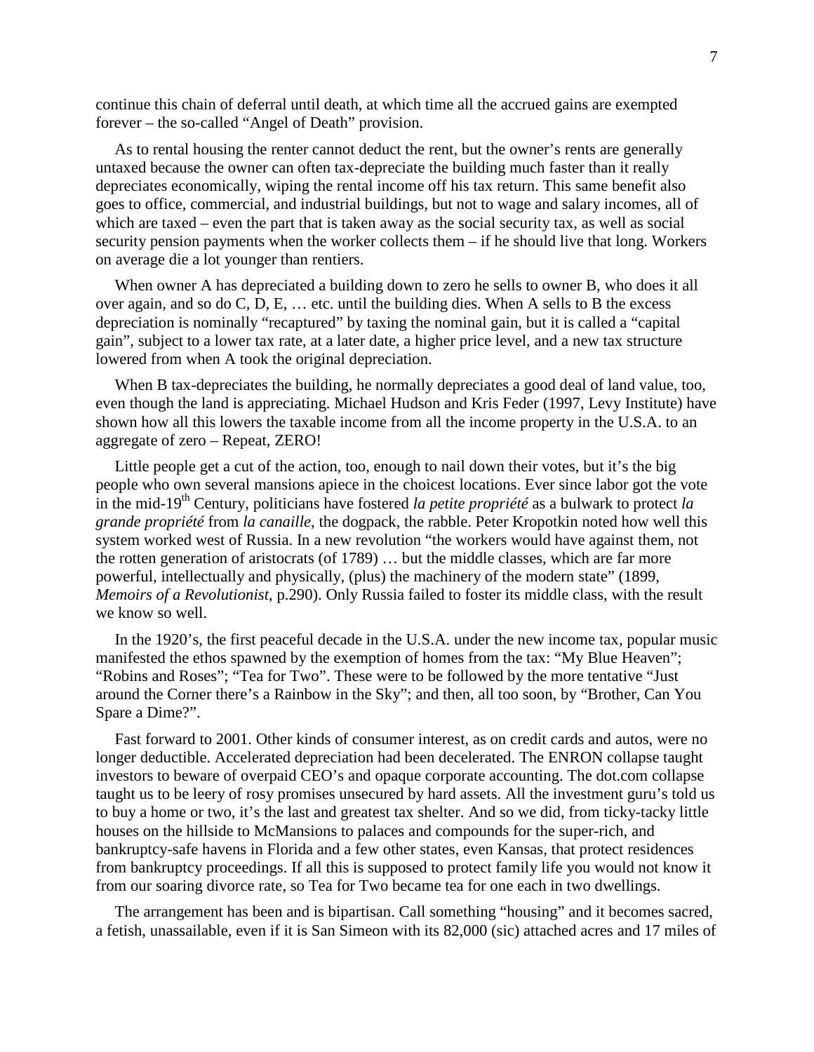continue this chain of deferral until death, at which time all the accrued gains are exempted forever – the so-called "Angel of Death" provision.

As to rental housing the renter cannot deduct the rent, but the owner's rents are generally untaxed because the owner can often tax-depreciate the building much faster than it really depreciates economically, wiping the rental income off his tax return. This same benefit also goes to office, commercial, and industrial buildings, but not to wage and salary incomes, all of which are taxed – even the part that is taken away as the social security tax, as well as social security pension payments when the worker collects them – if he should live that long. Workers on average die a lot younger than rentiers.

When owner A has depreciated a building down to zero he sells to owner B, who does it all over again, and so do C, D, E, … etc. until the building dies. When A sells to B the excess depreciation is nominally "recaptured" by taxing the nominal gain, but it is called a "capital gain", subject to a lower tax rate, at a later date, a higher price level, and a new tax structure lowered from when A took the original depreciation.

When B tax-depreciates the building, he normally depreciates a good deal of land value, too, even though the land is appreciating. Michael Hudson and Kris Feder (1997, Levy Institute) have shown how all this lowers the taxable income from all the income property in the U.S.A. to an aggregate of zero – Repeat, ZERO!

Little people get a cut of the action, too, enough to nail down their votes, but it's the big people who own several mansions apiece in the choicest locations. Ever since labor got the vote in the mid-19th Century, politicians have fostered *la petite propriété* as a bulwark to protect *la grande propriété* from *la canaille*, the dogpack, the rabble. Peter Kropotkin noted how well this system worked west of Russia. In a new revolution "the workers would have against them, not the rotten generation of aristocrats (of 1789) … but the middle classes, which are far more powerful, intellectually and physically, (plus) the machinery of the modern state" (1899, *Memoirs of a Revolutionist*, p.290). Only Russia failed to foster its middle class, with the result we know so well.

In the 1920's, the first peaceful decade in the U.S.A. under the new income tax, popular music manifested the ethos spawned by the exemption of homes from the tax: "My Blue Heaven"; "Robins and Roses"; "Tea for Two". These were to be followed by the more tentative "Just around the Corner there's a Rainbow in the Sky"; and then, all too soon, by "Brother, Can You Spare a Dime?".

Fast forward to 2001. Other kinds of consumer interest, as on credit cards and autos, were no longer deductible. Accelerated depreciation had been decelerated. The ENRON collapse taught investors to beware of overpaid CEO's and opaque corporate accounting. The dot.com collapse taught us to be leery of rosy promises unsecured by hard assets. All the investment guru's told us to buy a home or two, it's the last and greatest tax shelter. And so we did, from ticky-tacky little houses on the hillside to McMansions to palaces and compounds for the super-rich, and bankruptcy-safe havens in Florida and a few other states, even Kansas, that protect residences from bankruptcy proceedings. If all this is supposed to protect family life you would not know it from our soaring divorce rate, so Tea for Two became tea for one each in two dwellings.

The arrangement has been and is bipartisan. Call something "housing" and it becomes sacred, a fetish, unassailable, even if it is San Simeon with its 82,000 (sic) attached acres and 17 miles of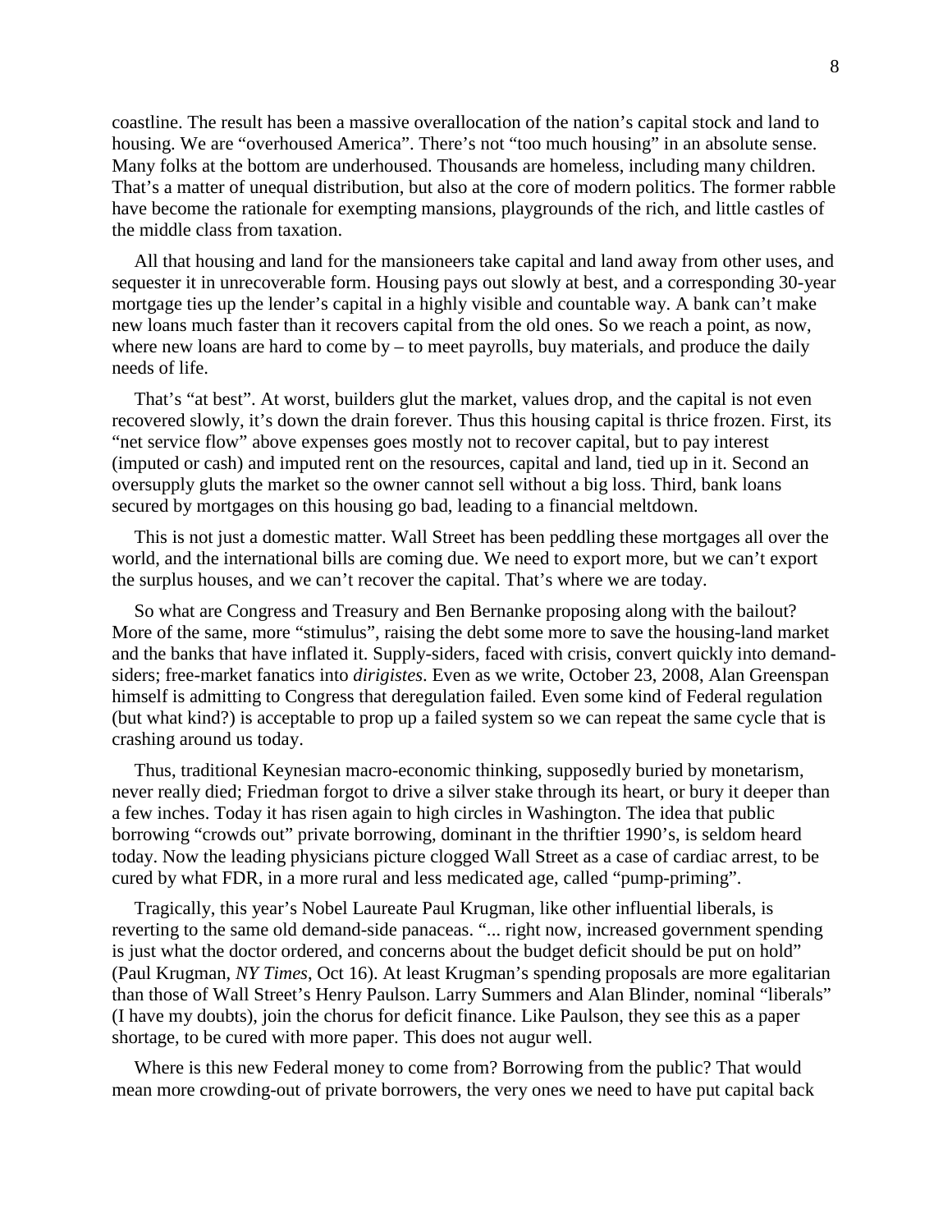coastline. The result has been a massive overallocation of the nation's capital stock and land to housing. We are "overhoused America". There's not "too much housing" in an absolute sense. Many folks at the bottom are underhoused. Thousands are homeless, including many children. That's a matter of unequal distribution, but also at the core of modern politics. The former rabble have become the rationale for exempting mansions, playgrounds of the rich, and little castles of the middle class from taxation.

All that housing and land for the mansioneers take capital and land away from other uses, and sequester it in unrecoverable form. Housing pays out slowly at best, and a corresponding 30-year mortgage ties up the lender's capital in a highly visible and countable way. A bank can't make new loans much faster than it recovers capital from the old ones. So we reach a point, as now, where new loans are hard to come by – to meet payrolls, buy materials, and produce the daily needs of life.

That's "at best". At worst, builders glut the market, values drop, and the capital is not even recovered slowly, it's down the drain forever. Thus this housing capital is thrice frozen. First, its "net service flow" above expenses goes mostly not to recover capital, but to pay interest (imputed or cash) and imputed rent on the resources, capital and land, tied up in it. Second an oversupply gluts the market so the owner cannot sell without a big loss. Third, bank loans secured by mortgages on this housing go bad, leading to a financial meltdown.

This is not just a domestic matter. Wall Street has been peddling these mortgages all over the world, and the international bills are coming due. We need to export more, but we can't export the surplus houses, and we can't recover the capital. That's where we are today.

So what are Congress and Treasury and Ben Bernanke proposing along with the bailout? More of the same, more "stimulus", raising the debt some more to save the housing-land market and the banks that have inflated it. Supply-siders, faced with crisis, convert quickly into demand-siders; free-market fanatics into *dirigistes*. Even as we write, October 23, 2008, Alan Greenspan himself is admitting to Congress that deregulation failed. Even some kind of Federal regulation (but what kind?) is acceptable to prop up a failed system so we can repeat the same cycle that is crashing around us today.

Thus, traditional Keynesian macro-economic thinking, supposedly buried by monetarism, never really died; Friedman forgot to drive a silver stake through its heart, or bury it deeper than a few inches. Today it has risen again to high circles in Washington. The idea that public borrowing "crowds out" private borrowing, dominant in the thriftier 1990's, is seldom heard today. Now the leading physicians picture clogged Wall Street as a case of cardiac arrest, to be cured by what FDR, in a more rural and less medicated age, called "pump-priming".

Tragically, this year's Nobel Laureate Paul Krugman, like other influential liberals, is reverting to the same old demand-side panaceas. "... right now, increased government spending is just what the doctor ordered, and concerns about the budget deficit should be put on hold" (Paul Krugman, *NY Times*, Oct 16). At least Krugman's spending proposals are more egalitarian than those of Wall Street's Henry Paulson. Larry Summers and Alan Blinder, nominal "liberals" (I have my doubts), join the chorus for deficit finance. Like Paulson, they see this as a paper shortage, to be cured with more paper. This does not augur well.

Where is this new Federal money to come from? Borrowing from the public? That would mean more crowding-out of private borrowers, the very ones we need to have put capital back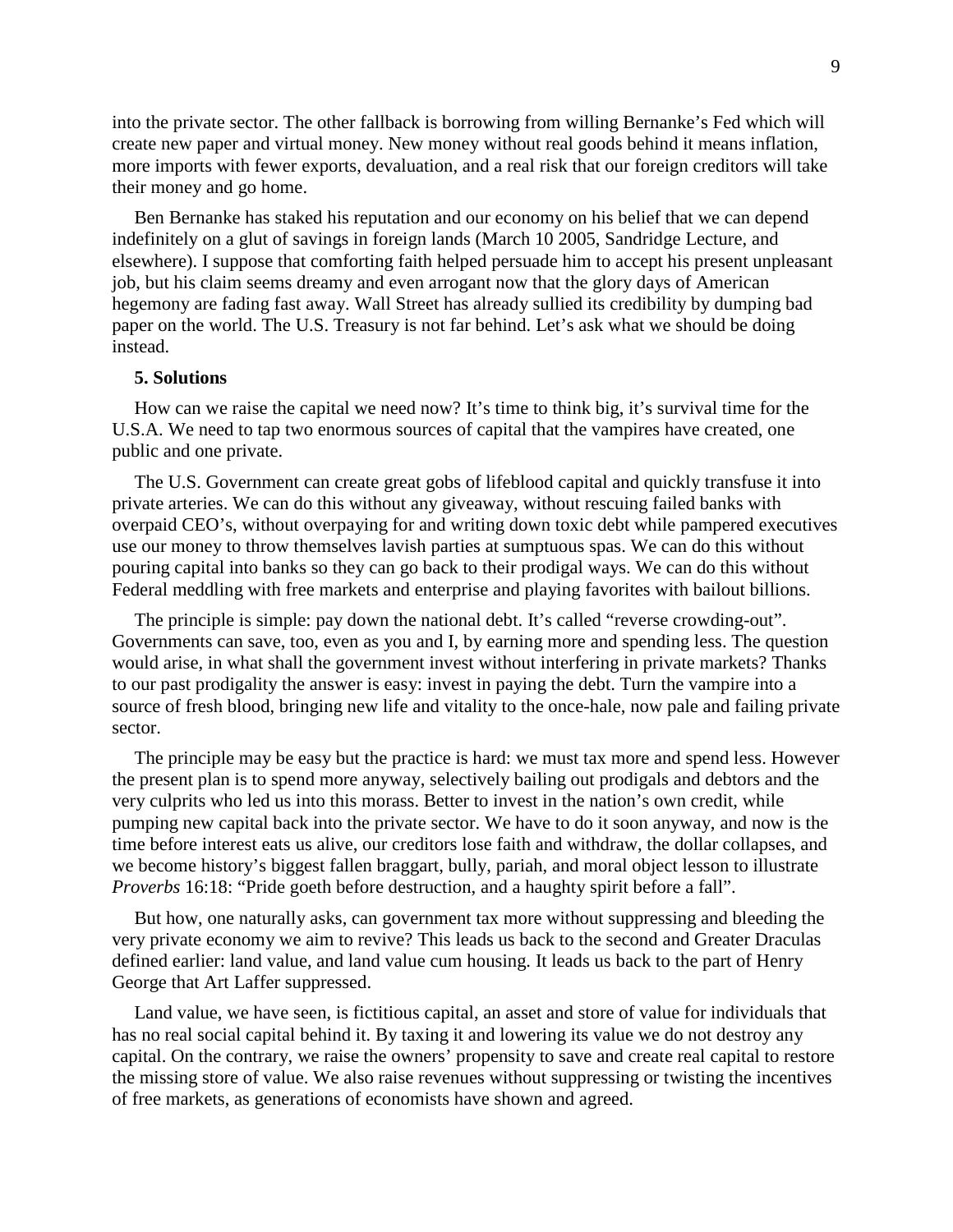into the private sector. The other fallback is borrowing from willing Bernanke's Fed which will create new paper and virtual money. New money without real goods behind it means inflation, more imports with fewer exports, devaluation, and a real risk that our foreign creditors will take their money and go home.

Ben Bernanke has staked his reputation and our economy on his belief that we can depend indefinitely on a glut of savings in foreign lands (March 10 2005, Sandridge Lecture, and elsewhere). I suppose that comforting faith helped persuade him to accept his present unpleasant job, but his claim seems dreamy and even arrogant now that the glory days of American hegemony are fading fast away. Wall Street has already sullied its credibility by dumping bad paper on the world. The U.S. Treasury is not far behind. Let's ask what we should be doing instead.

### 5. Solutions

How can we raise the capital we need now? It's time to think big, it's survival time for the U.S.A. We need to tap two enormous sources of capital that the vampires have created, one public and one private.

The U.S. Government can create great gobs of lifeblood capital and quickly transfuse it into private arteries. We can do this without any giveaway, without rescuing failed banks with overpaid CEO's, without overpaying for and writing down toxic debt while pampered executives use our money to throw themselves lavish parties at sumptuous spas. We can do this without pouring capital into banks so they can go back to their prodigal ways. We can do this without Federal meddling with free markets and enterprise and playing favorites with bailout billions.

The principle is simple: pay down the national debt. It's called "reverse crowding-out". Governments can save, too, even as you and I, by earning more and spending less. The question would arise, in what shall the government invest without interfering in private markets? Thanks to our past prodigality the answer is easy: invest in paying the debt. Turn the vampire into a source of fresh blood, bringing new life and vitality to the once-hale, now pale and failing private sector.

The principle may be easy but the practice is hard: we must tax more and spend less. However the present plan is to spend more anyway, selectively bailing out prodigals and debtors and the very culprits who led us into this morass. Better to invest in the nation's own credit, while pumping new capital back into the private sector. We have to do it soon anyway, and now is the time before interest eats us alive, our creditors lose faith and withdraw, the dollar collapses, and we become history's biggest fallen braggart, bully, pariah, and moral object lesson to illustrate *Proverbs* 16:18: "Pride goeth before destruction, and a haughty spirit before a fall".

But how, one naturally asks, can government tax more without suppressing and bleeding the very private economy we aim to revive? This leads us back to the second and Greater Draculas defined earlier: land value, and land value cum housing. It leads us back to the part of Henry George that Art Laffer suppressed.

Land value, we have seen, is fictitious capital, an asset and store of value for individuals that has no real social capital behind it. By taxing it and lowering its value we do not destroy any capital. On the contrary, we raise the owners' propensity to save and create real capital to restore the missing store of value. We also raise revenues without suppressing or twisting the incentives of free markets, as generations of economists have shown and agreed.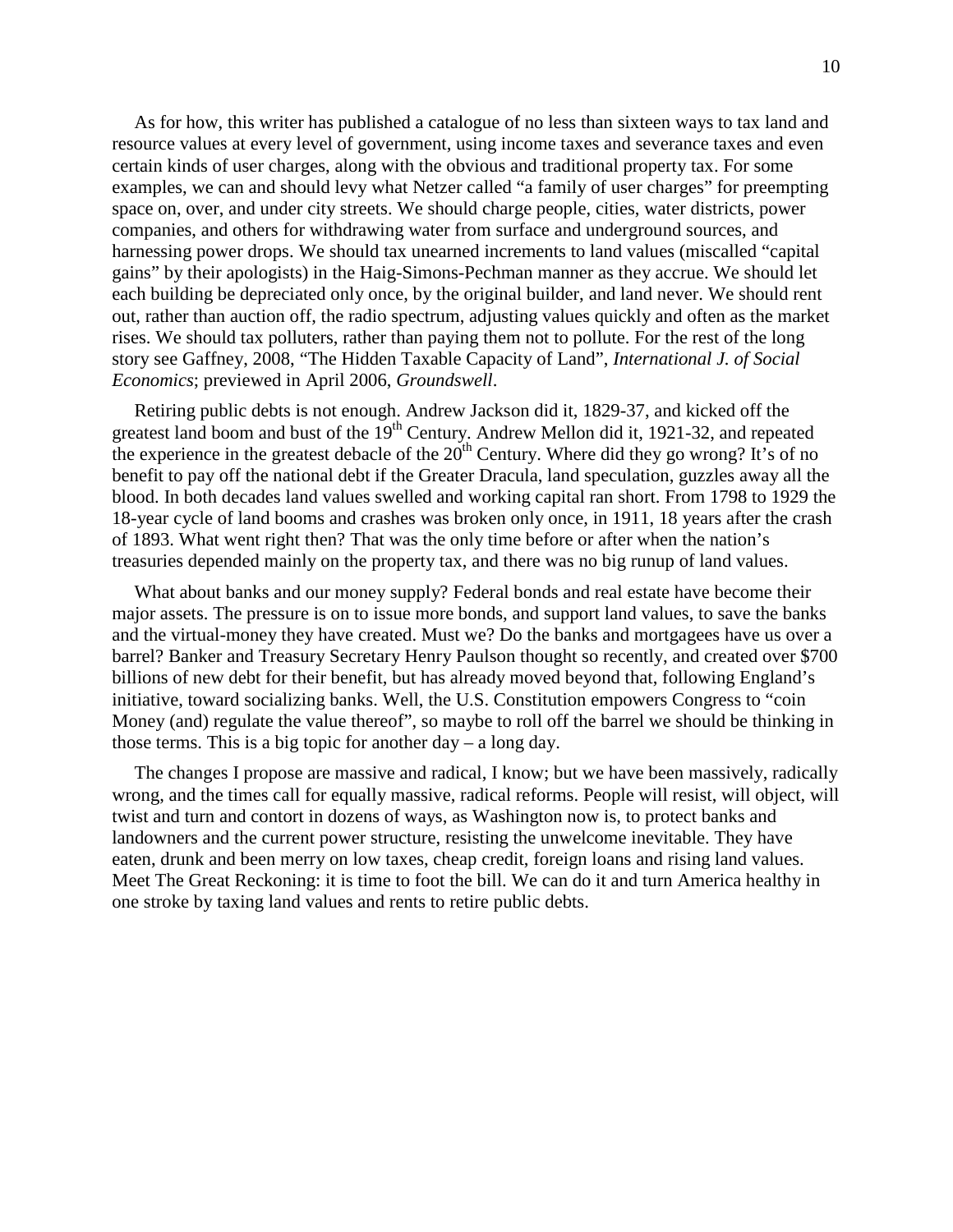As for how, this writer has published a catalogue of no less than sixteen ways to tax land and resource values at every level of government, using income taxes and severance taxes and even certain kinds of user charges, along with the obvious and traditional property tax. For some examples, we can and should levy what Netzer called "a family of user charges" for preempting space on, over, and under city streets. We should charge people, cities, water districts, power companies, and others for withdrawing water from surface and underground sources, and harnessing power drops. We should tax unearned increments to land values (miscalled "capital gains" by their apologists) in the Haig-Simons-Pechman manner as they accrue. We should let each building be depreciated only once, by the original builder, and land never. We should rent out, rather than auction off, the radio spectrum, adjusting values quickly and often as the market rises. We should tax polluters, rather than paying them not to pollute. For the rest of the long story see Gaffney, 2008, "The Hidden Taxable Capacity of Land", *International J. of Social Economics*; previewed in April 2006, *Groundswell*.

Retiring public debts is not enough. Andrew Jackson did it, 1829-37, and kicked off the greatest land boom and bust of the 19th Century. Andrew Mellon did it, 1921-32, and repeated the experience in the greatest debacle of the 20th Century. Where did they go wrong? It's of no benefit to pay off the national debt if the Greater Dracula, land speculation, guzzles away all the blood. In both decades land values swelled and working capital ran short. From 1798 to 1929 the 18-year cycle of land booms and crashes was broken only once, in 1911, 18 years after the crash of 1893. What went right then? That was the only time before or after when the nation's treasuries depended mainly on the property tax, and there was no big runup of land values.

What about banks and our money supply? Federal bonds and real estate have become their major assets. The pressure is on to issue more bonds, and support land values, to save the banks and the virtual-money they have created. Must we? Do the banks and mortgagees have us over a barrel? Banker and Treasury Secretary Henry Paulson thought so recently, and created over $700 billions of new debt for their benefit, but has already moved beyond that, following England's initiative, toward socializing banks. Well, the U.S. Constitution empowers Congress to "coin Money (and) regulate the value thereof", so maybe to roll off the barrel we should be thinking in those terms. This is a big topic for another day – a long day.

The changes I propose are massive and radical, I know; but we have been massively, radically wrong, and the times call for equally massive, radical reforms. People will resist, will object, will twist and turn and contort in dozens of ways, as Washington now is, to protect banks and landowners and the current power structure, resisting the unwelcome inevitable. They have eaten, drunk and been merry on low taxes, cheap credit, foreign loans and rising land values. Meet The Great Reckoning: it is time to foot the bill. We can do it and turn America healthy in one stroke by taxing land values and rents to retire public debts.